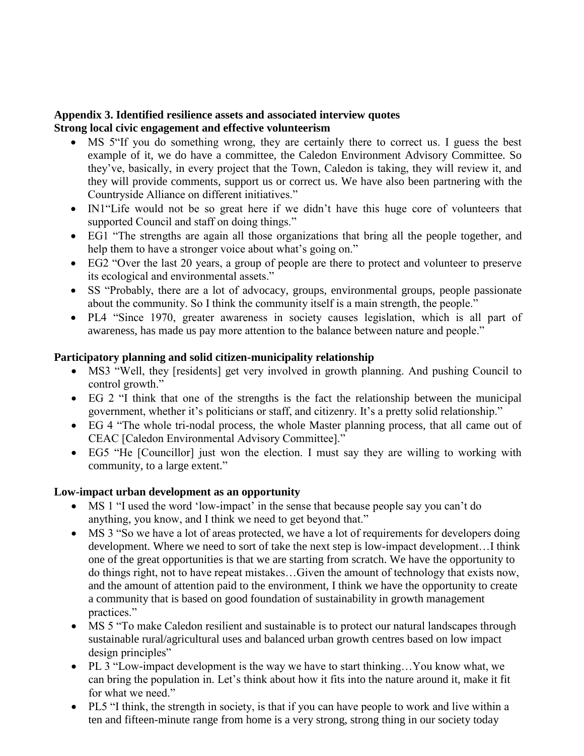## Appendix 3. Identified resilience assets and associated interview quotes

### Strong local civic engagement and effective volunteerism

- MS 5"If you do something wrong, they are certainly there to correct us. I guess the best example of it, we do have a committee, the Caledon Environment Advisory Committee. So they've, basically, in every project that the Town, Caledon is taking, they will review it, and they will provide comments, support us or correct us. We have also been partnering with the Countryside Alliance on different initiatives."
- IN1"Life would not be so great here if we didn't have this huge core of volunteers that supported Council and staff on doing things."
- EG1 "The strengths are again all those organizations that bring all the people together, and help them to have a stronger voice about what's going on."
- EG2 "Over the last 20 years, a group of people are there to protect and volunteer to preserve its ecological and environmental assets."
- SS "Probably, there are a lot of advocacy, groups, environmental groups, people passionate about the community. So I think the community itself is a main strength, the people."
- PL4 "Since 1970, greater awareness in society causes legislation, which is all part of awareness, has made us pay more attention to the balance between nature and people."

### Participatory planning and solid citizen-municipality relationship

- MS3 "Well, they [residents] get very involved in growth planning. And pushing Council to control growth."
- EG 2 "I think that one of the strengths is the fact the relationship between the municipal government, whether it's politicians or staff, and citizenry. It's a pretty solid relationship."
- EG 4 "The whole tri-nodal process, the whole Master planning process, that all came out of CEAC [Caledon Environmental Advisory Committee]."
- EG5 "He [Councillor] just won the election. I must say they are willing to working with community, to a large extent."

### Low-impact urban development as an opportunity

- MS 1 "I used the word 'low-impact' in the sense that because people say you can't do anything, you know, and I think we need to get beyond that."
- MS 3 "So we have a lot of areas protected, we have a lot of requirements for developers doing development. Where we need to sort of take the next step is low-impact development…I think one of the great opportunities is that we are starting from scratch. We have the opportunity to do things right, not to have repeat mistakes…Given the amount of technology that exists now, and the amount of attention paid to the environment, I think we have the opportunity to create a community that is based on good foundation of sustainability in growth management practices."
- MS 5 "To make Caledon resilient and sustainable is to protect our natural landscapes through sustainable rural/agricultural uses and balanced urban growth centres based on low impact design principles"
- PL 3 "Low-impact development is the way we have to start thinking…You know what, we can bring the population in. Let's think about how it fits into the nature around it, make it fit for what we need."
- PL5 "I think, the strength in society, is that if you can have people to work and live within a ten and fifteen-minute range from home is a very strong, strong thing in our society today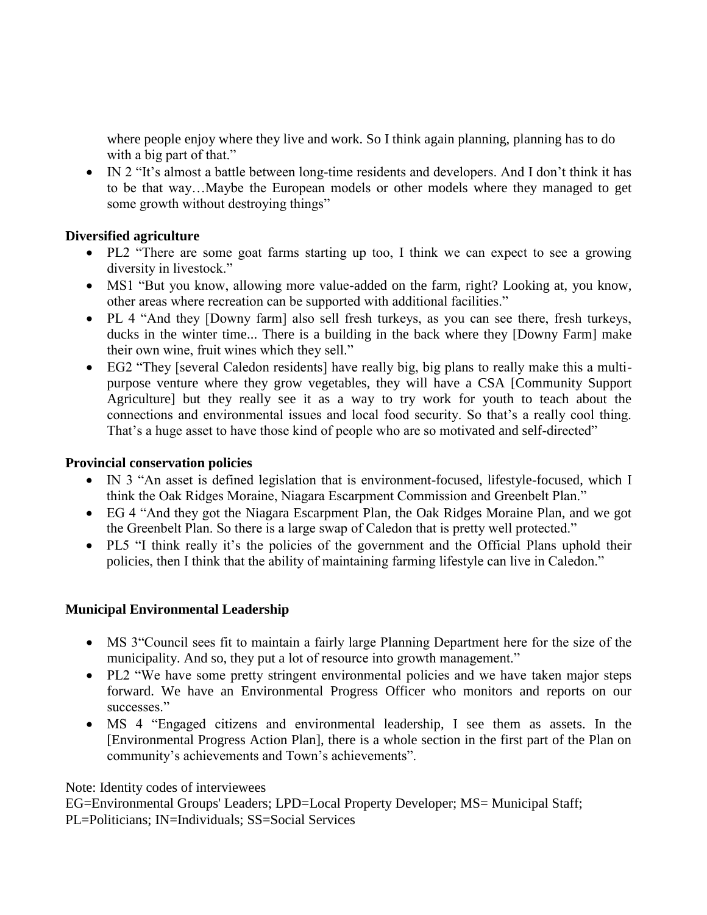where people enjoy where they live and work. So I think again planning, planning has to do with a big part of that."

- IN 2 "It's almost a battle between long-time residents and developers. And I don't think it has to be that way…Maybe the European models or other models where they managed to get some growth without destroying things"

**Diversified agriculture**

- PL2 "There are some goat farms starting up too, I think we can expect to see a growing diversity in livestock."
- MS1 "But you know, allowing more value-added on the farm, right? Looking at, you know, other areas where recreation can be supported with additional facilities."
- PL 4 "And they [Downy farm] also sell fresh turkeys, as you can see there, fresh turkeys, ducks in the winter time... There is a building in the back where they [Downy Farm] make their own wine, fruit wines which they sell."
- EG2 "They [several Caledon residents] have really big, big plans to really make this a multi-purpose venture where they grow vegetables, they will have a CSA [Community Support Agriculture] but they really see it as a way to try work for youth to teach about the connections and environmental issues and local food security. So that's a really cool thing. That's a huge asset to have those kind of people who are so motivated and self-directed"

**Provincial conservation policies**

- IN 3 "An asset is defined legislation that is environment-focused, lifestyle-focused, which I think the Oak Ridges Moraine, Niagara Escarpment Commission and Greenbelt Plan."
- EG 4 "And they got the Niagara Escarpment Plan, the Oak Ridges Moraine Plan, and we got the Greenbelt Plan. So there is a large swap of Caledon that is pretty well protected."
- PL5 "I think really it's the policies of the government and the Official Plans uphold their policies, then I think that the ability of maintaining farming lifestyle can live in Caledon."

**Municipal Environmental Leadership**

- MS 3"Council sees fit to maintain a fairly large Planning Department here for the size of the municipality. And so, they put a lot of resource into growth management."
- PL2 "We have some pretty stringent environmental policies and we have taken major steps forward. We have an Environmental Progress Officer who monitors and reports on our successes."
- MS 4 "Engaged citizens and environmental leadership, I see them as assets. In the [Environmental Progress Action Plan], there is a whole section in the first part of the Plan on community's achievements and Town's achievements".

Note: Identity codes of interviewees
EG=Environmental Groups' Leaders; LPD=Local Property Developer; MS= Municipal Staff; PL=Politicians; IN=Individuals; SS=Social Services